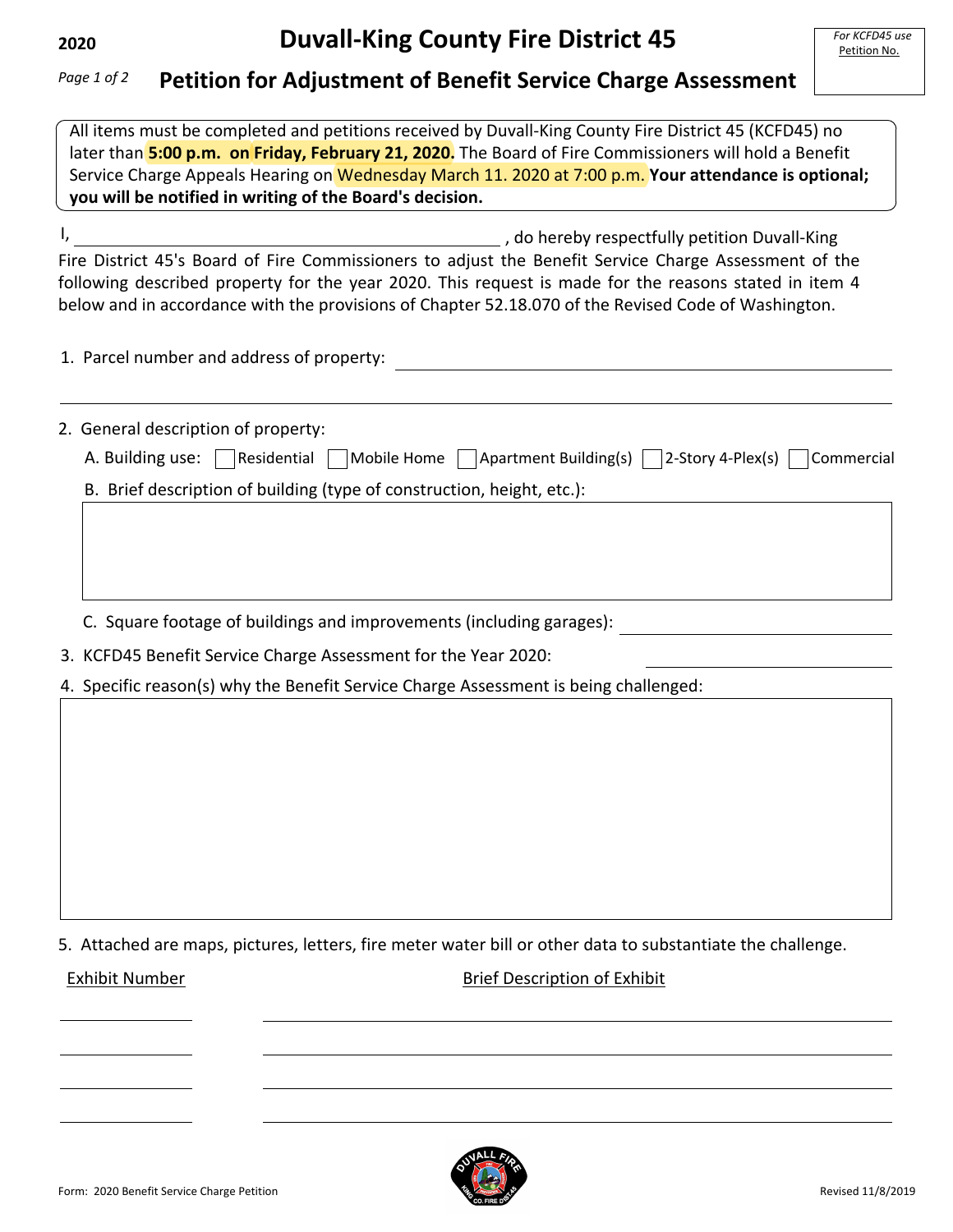2020

# Duvall-King County Fire District 45

*For KCFD45 use*
Petition No.

## Petition for Adjustment of Benefit Service Charge Assessment

All items must be completed and petitions received by Duvall-King County Fire District 45 (KCFD45) no later than **5:00 p.m. on Friday, February 21, 2020.** The Board of Fire Commissioners will hold a Benefit Service Charge Appeals Hearing on Wednesday March 11. 2020 at 7:00 p.m. **Your attendance is optional; you will be notified in writing of the Board's decision.**

I, ______________________________, do hereby respectfully petition Duvall-King Fire District 45's Board of Fire Commissioners to adjust the Benefit Service Charge Assessment of the following described property for the year 2020. This request is made for the reasons stated in item 4 below and in accordance with the provisions of Chapter 52.18.070 of the Revised Code of Washington.

1. Parcel number and address of property: ______________________________

______________________________

2. General description of property:

   A. Building use: ☐ Residential ☐ Mobile Home ☐ Apartment Building(s) ☐ 2-Story 4-Plex(s) ☐ Commercial

   B. Brief description of building (type of construction, height, etc.):

   C. Square footage of buildings and improvements (including garages): ______________

3. KCFD45 Benefit Service Charge Assessment for the Year 2020: ______________

4. Specific reason(s) why the Benefit Service Charge Assessment is being challenged:

5. Attached are maps, pictures, letters, fire meter water bill or other data to substantiate the challenge.

| Exhibit Number | Brief Description of Exhibit |
|---|---|
| | |
| | |
| | |
| | |

Form: 2020 Benefit Service Charge Petition

Revised 11/8/2019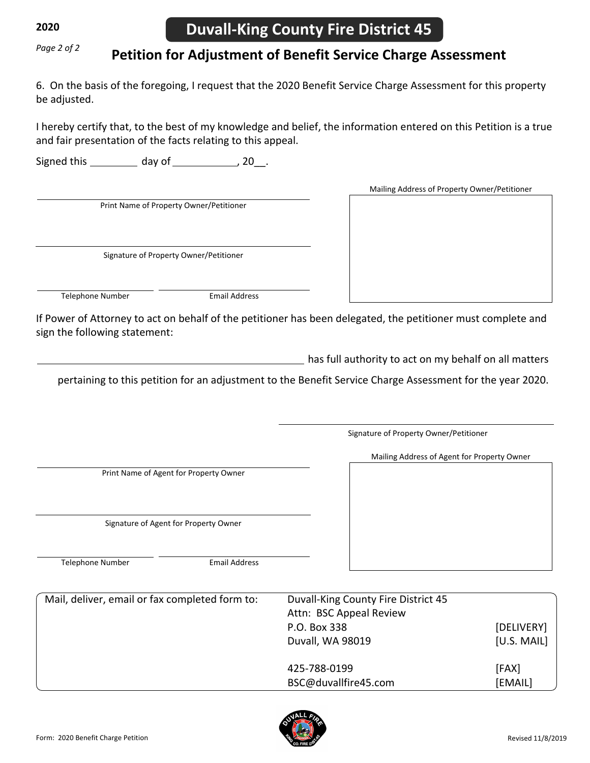# Duvall-King County Fire District 45

## Petition for Adjustment of Benefit Service Charge Assessment

6. On the basis of the foregoing, I request that the 2020 Benefit Service Charge Assessment for this property be adjusted.

I hereby certify that, to the best of my knowledge and belief, the information entered on this Petition is a true and fair presentation of the facts relating to this appeal.

Signed this ________ day of ___________, 20__.

______________________________________
Print Name of Property Owner/Petitioner

______________________________________
Signature of Property Owner/Petitioner

__________________ __________________
Telephone Number Email Address

Mailing Address of Property Owner/Petitioner

If Power of Attorney to act on behalf of the petitioner has been delegated, the petitioner must complete and sign the following statement:

______________________________________ has full authority to act on my behalf on all matters pertaining to this petition for an adjustment to the Benefit Service Charge Assessment for the year 2020.

______________________________________
Signature of Property Owner/Petitioner

______________________________________
Print Name of Agent for Property Owner

______________________________________
Signature of Agent for Property Owner

__________________ __________________
Telephone Number Email Address

Mailing Address of Agent for Property Owner

| | | |
|---|---|---|
| Mail, deliver, email or fax completed form to: | Duvall-King County Fire District 45<br>Attn: BSC Appeal Review | |
| | P.O. Box 338 | [DELIVERY] |
| | Duvall, WA 98019 | [U.S. MAIL] |
| | 425-788-0199 | [FAX] |
| | BSC@duvallfire45.com | [EMAIL] |

Form: 2020 Benefit Charge Petition

Revised 11/8/2019